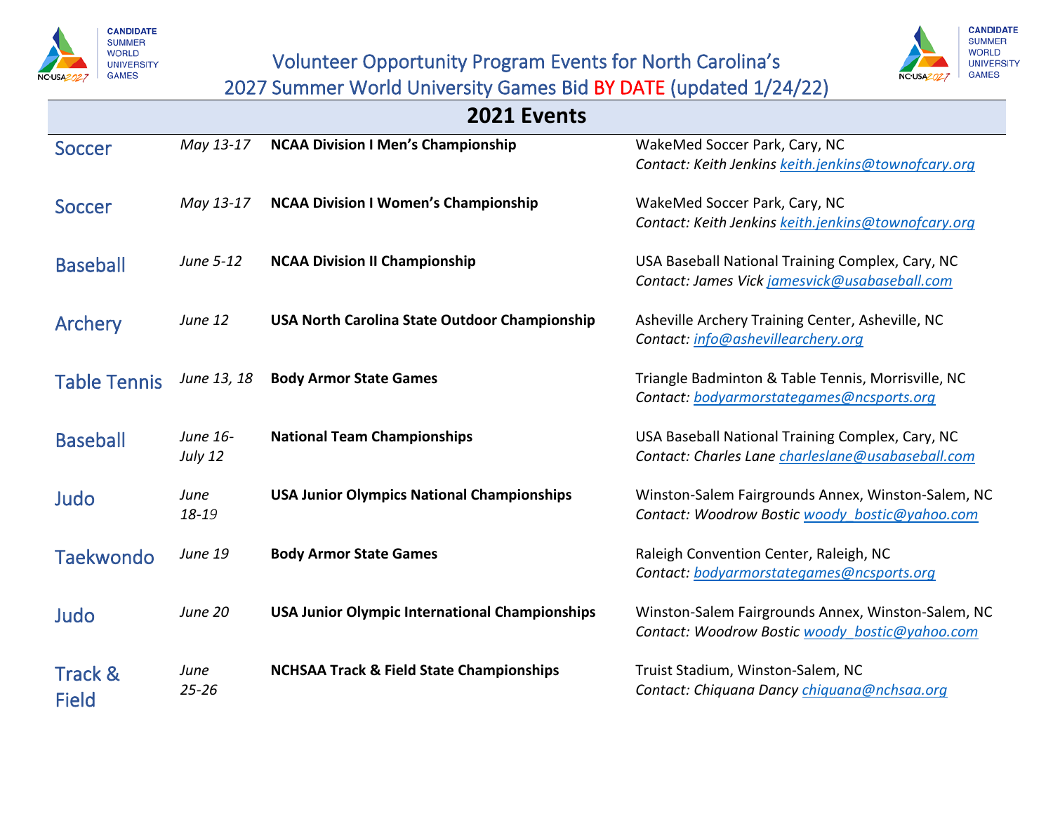# Volunteer Opportunity Program Events for North Carolina's 2027 Summer World University Games Bid BY DATE (updated 1/24/22)

## 2021 Events

| | | | |
|---|---|---|---|
| Soccer | *May 13-17* | **NCAA Division I Men's Championship** | WakeMed Soccer Park, Cary, NC<br>*Contact: Keith Jenkins keith.jenkins@townofcary.org* |
| Soccer | *May 13-17* | **NCAA Division I Women's Championship** | WakeMed Soccer Park, Cary, NC<br>*Contact: Keith Jenkins keith.jenkins@townofcary.org* |
| Baseball | *June 5-12* | **NCAA Division II Championship** | USA Baseball National Training Complex, Cary, NC<br>*Contact: James Vick jamesvick@usabaseball.com* |
| Archery | *June 12* | **USA North Carolina State Outdoor Championship** | Asheville Archery Training Center, Asheville, NC<br>*Contact: info@ashevillearchery.org* |
| Table Tennis | *June 13, 18* | **Body Armor State Games** | Triangle Badminton & Table Tennis, Morrisville, NC<br>*Contact: bodyarmorstategames@ncsports.org* |
| Baseball | *June 16-July 12* | **National Team Championships** | USA Baseball National Training Complex, Cary, NC<br>*Contact: Charles Lane charleslane@usabaseball.com* |
| Judo | *June 18-19* | **USA Junior Olympics National Championships** | Winston-Salem Fairgrounds Annex, Winston-Salem, NC<br>*Contact: Woodrow Bostic woody_bostic@yahoo.com* |
| Taekwondo | *June 19* | **Body Armor State Games** | Raleigh Convention Center, Raleigh, NC<br>*Contact: bodyarmorstategames@ncsports.org* |
| Judo | *June 20* | **USA Junior Olympic International Championships** | Winston-Salem Fairgrounds Annex, Winston-Salem, NC<br>*Contact: Woodrow Bostic woody_bostic@yahoo.com* |
| Track & Field | *June 25-26* | **NCHSAA Track & Field State Championships** | Truist Stadium, Winston-Salem, NC<br>*Contact: Chiquana Dancy chiquana@nchsaa.org* |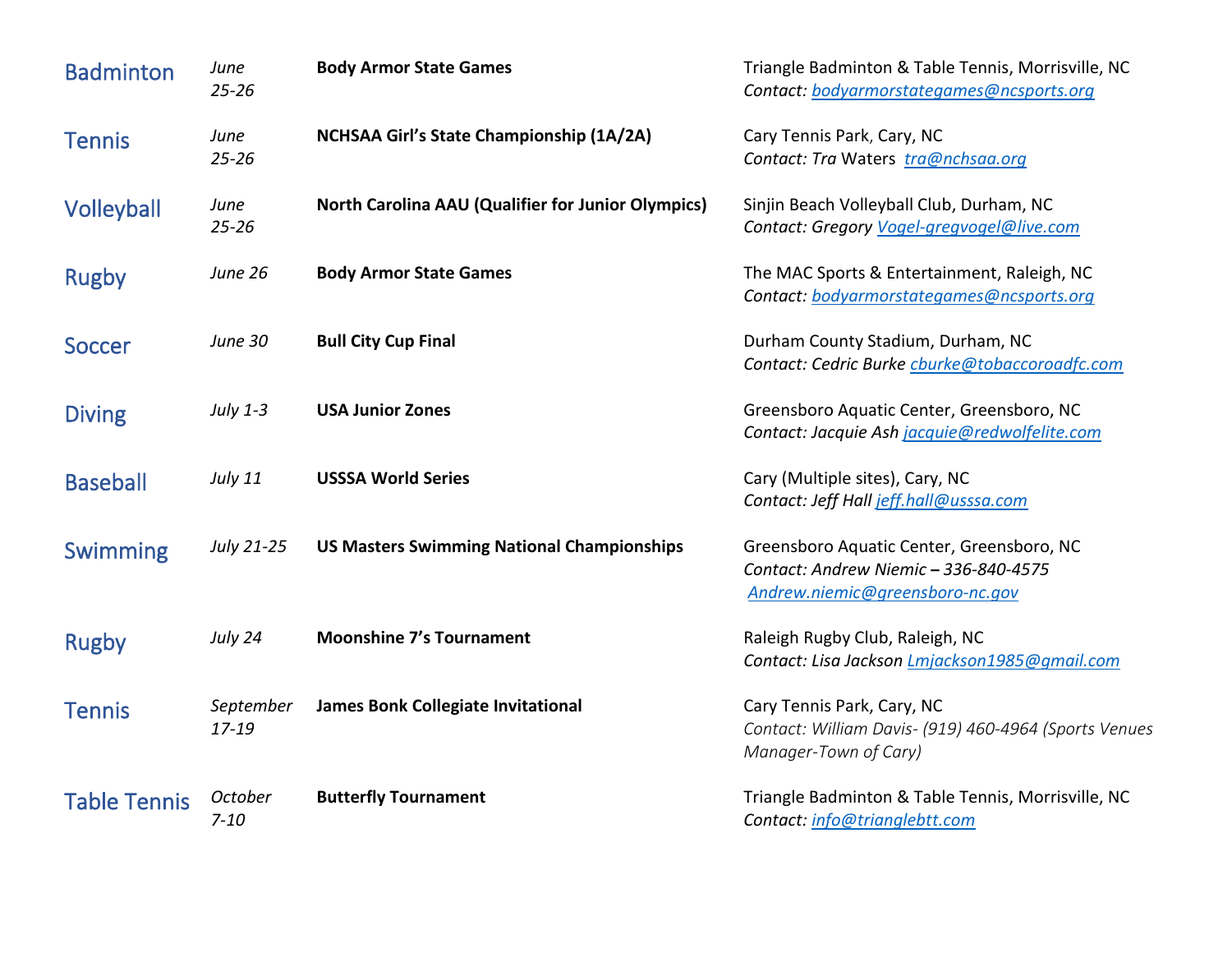| | | | |
|---|---|---|---|
| Badminton | *June 25-26* | **Body Armor State Games** | Triangle Badminton & Table Tennis, Morrisville, NC<br>*Contact: bodyarmorstategames@ncsports.org* |
| Tennis | *June 25-26* | **NCHSAA Girl's State Championship (1A/2A)** | Cary Tennis Park, Cary, NC<br>*Contact: Tra* Waters *tra@nchsaa.org* |
| Volleyball | *June 25-26* | **North Carolina AAU (Qualifier for Junior Olympics)** | Sinjin Beach Volleyball Club, Durham, NC<br>*Contact: Gregory Vogel-gregvogel@live.com* |
| Rugby | *June 26* | **Body Armor State Games** | The MAC Sports & Entertainment, Raleigh, NC<br>*Contact: bodyarmorstategames@ncsports.org* |
| Soccer | *June 30* | **Bull City Cup Final** | Durham County Stadium, Durham, NC<br>*Contact: Cedric Burke cburke@tobaccoroadfc.com* |
| Diving | *July 1-3* | **USA Junior Zones** | Greensboro Aquatic Center, Greensboro, NC<br>*Contact: Jacquie Ash jacquie@redwolfelite.com* |
| Baseball | *July 11* | **USSSA World Series** | Cary (Multiple sites), Cary, NC<br>*Contact: Jeff Hall jeff.hall@usssa.com* |
| Swimming | *July 21-25* | **US Masters Swimming National Championships** | Greensboro Aquatic Center, Greensboro, NC<br>*Contact: Andrew Niemic – 336-840-4575*<br>*Andrew.niemic@greensboro-nc.gov* |
| Rugby | *July 24* | **Moonshine 7's Tournament** | Raleigh Rugby Club, Raleigh, NC<br>*Contact: Lisa Jackson Lmjackson1985@gmail.com* |
| Tennis | *September 17-19* | **James Bonk Collegiate Invitational** | Cary Tennis Park, Cary, NC<br>*Contact: William Davis- (919) 460-4964 (Sports Venues Manager-Town of Cary)* |
| Table Tennis | *October 7-10* | **Butterfly Tournament** | Triangle Badminton & Table Tennis, Morrisville, NC<br>*Contact: info@trianglebtt.com* |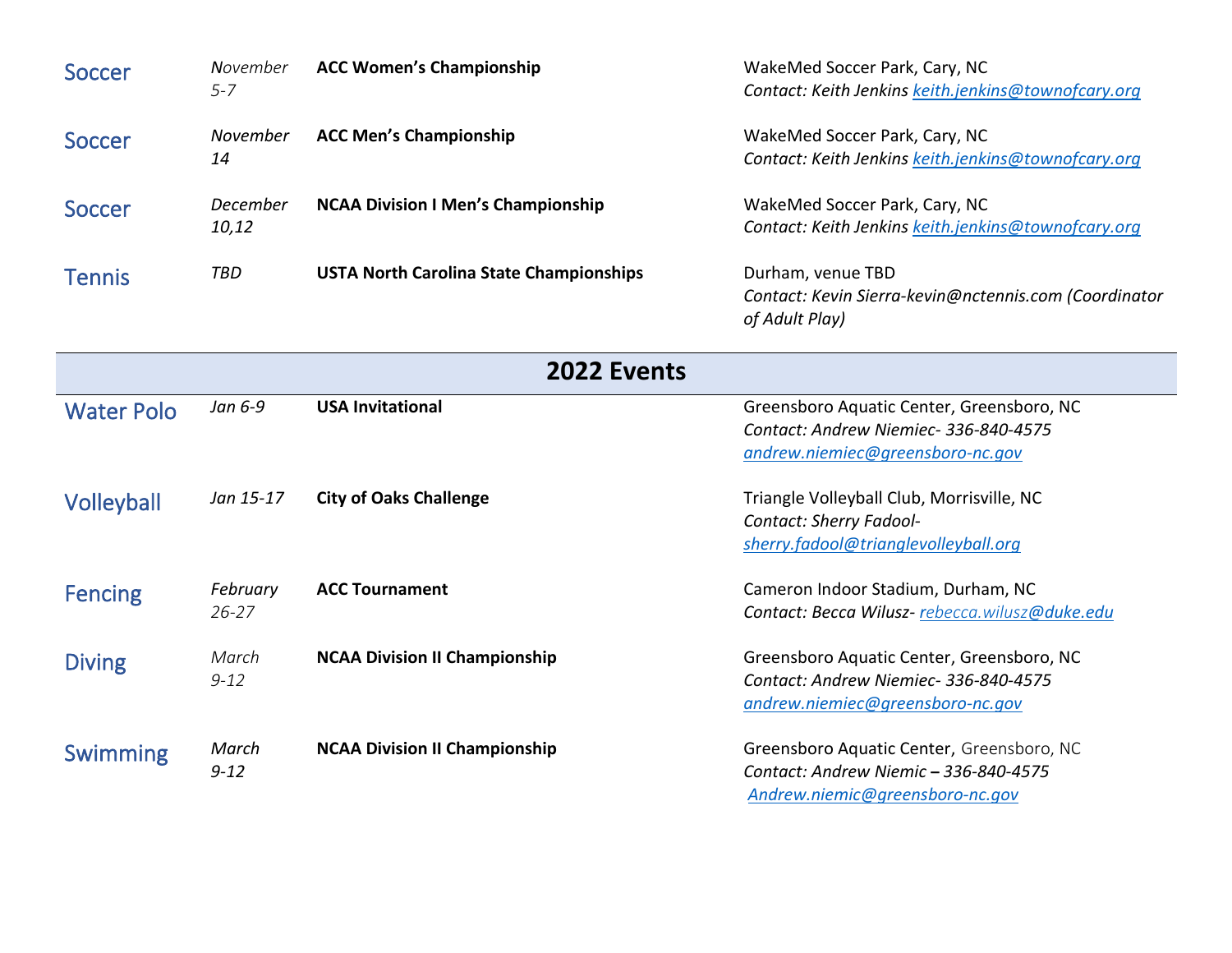| | | | |
|---|---|---|---|
| Soccer | *November 5-7* | **ACC Women's Championship** | WakeMed Soccer Park, Cary, NC<br>*Contact: Keith Jenkins keith.jenkins@townofcary.org* |
| Soccer | *November 14* | **ACC Men's Championship** | WakeMed Soccer Park, Cary, NC<br>*Contact: Keith Jenkins keith.jenkins@townofcary.org* |
| Soccer | *December 10,12* | **NCAA Division I Men's Championship** | WakeMed Soccer Park, Cary, NC<br>*Contact: Keith Jenkins keith.jenkins@townofcary.org* |
| Tennis | *TBD* | **USTA North Carolina State Championships** | Durham, venue TBD<br>*Contact: Kevin Sierra-kevin@nctennis.com (Coordinator of Adult Play)* |

## 2022 Events

| | | | |
|---|---|---|---|
| Water Polo | *Jan 6-9* | **USA Invitational** | Greensboro Aquatic Center, Greensboro, NC<br>*Contact: Andrew Niemiec- 336-840-4575 andrew.niemiec@greensboro-nc.gov* |
| Volleyball | *Jan 15-17* | **City of Oaks Challenge** | Triangle Volleyball Club, Morrisville, NC<br>*Contact: Sherry Fadool- sherry.fadool@trianglevolleyball.org* |
| Fencing | *February 26-27* | **ACC Tournament** | Cameron Indoor Stadium, Durham, NC<br>*Contact: Becca Wilusz- rebecca.wilusz@duke.edu* |
| Diving | *March 9-12* | **NCAA Division II Championship** | Greensboro Aquatic Center, Greensboro, NC<br>*Contact: Andrew Niemiec- 336-840-4575 andrew.niemiec@greensboro-nc.gov* |
| Swimming | *March 9-12* | **NCAA Division II Championship** | Greensboro Aquatic Center, Greensboro, NC<br>*Contact: Andrew Niemic – 336-840-4575 Andrew.niemic@greensboro-nc.gov* |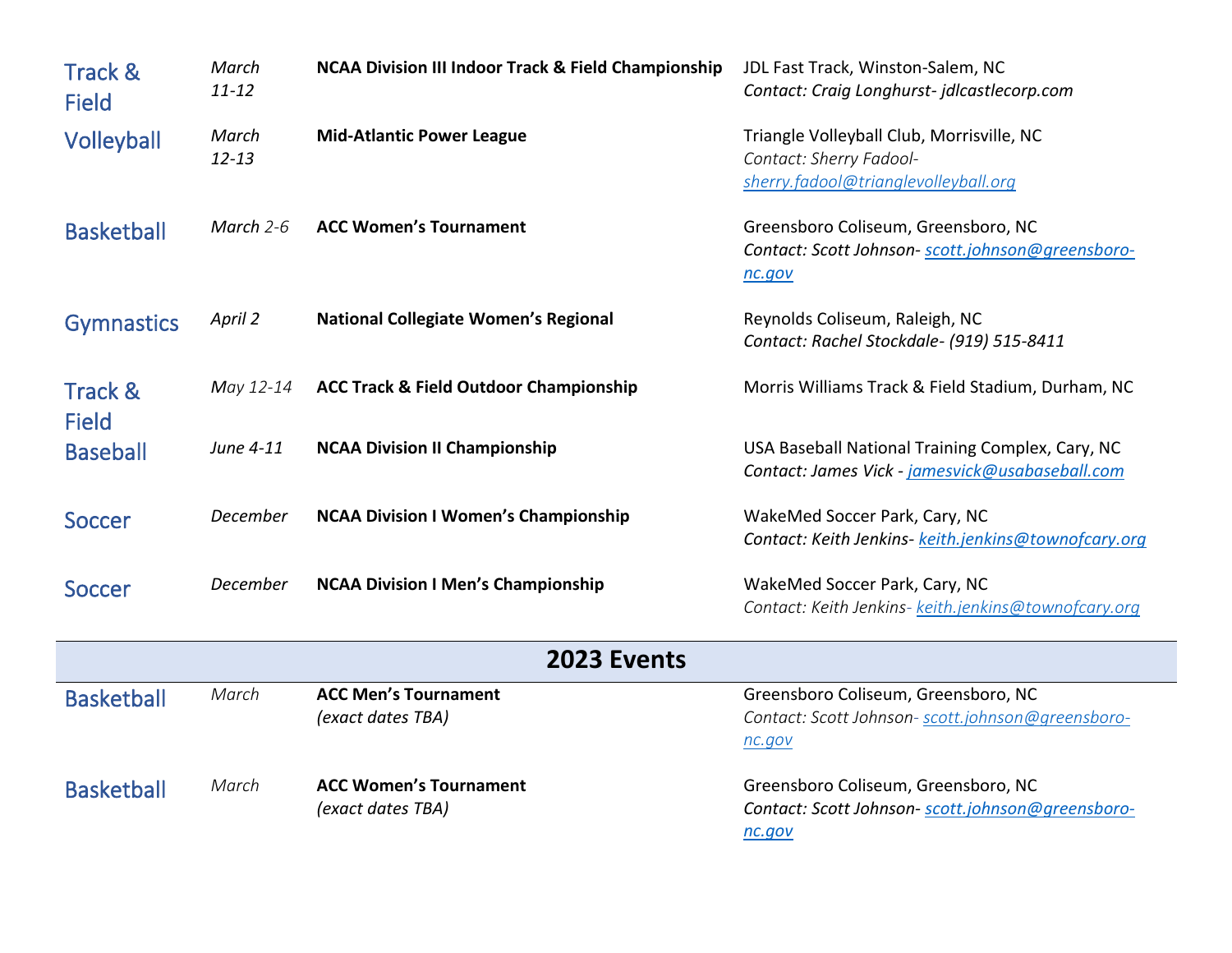| | | | |
|---|---|---|---|
| Track & Field | *March 11-12* | **NCAA Division III Indoor Track & Field Championship** | JDL Fast Track, Winston-Salem, NC<br>*Contact: Craig Longhurst- jdlcastlecorp.com* |
| Volleyball | *March 12-13* | **Mid-Atlantic Power League** | Triangle Volleyball Club, Morrisville, NC<br>*Contact: Sherry Fadool- sherry.fadool@trianglevolleyball.org* |
| Basketball | *March 2-6* | **ACC Women's Tournament** | Greensboro Coliseum, Greensboro, NC<br>*Contact: Scott Johnson- scott.johnson@greensboro-nc.gov* |
| Gymnastics | *April 2* | **National Collegiate Women's Regional** | Reynolds Coliseum, Raleigh, NC<br>*Contact: Rachel Stockdale- (919) 515-8411* |
| Track & Field | *May 12-14* | **ACC Track & Field Outdoor Championship** | Morris Williams Track & Field Stadium, Durham, NC |
| Baseball | *June 4-11* | **NCAA Division II Championship** | USA Baseball National Training Complex, Cary, NC<br>*Contact: James Vick - jamesvick@usabaseball.com* |
| Soccer | *December* | **NCAA Division I Women's Championship** | WakeMed Soccer Park, Cary, NC<br>*Contact: Keith Jenkins- keith.jenkins@townofcary.org* |
| Soccer | *December* | **NCAA Division I Men's Championship** | WakeMed Soccer Park, Cary, NC<br>*Contact: Keith Jenkins- keith.jenkins@townofcary.org* |

## 2023 Events

| | | | |
|---|---|---|---|
| Basketball | *March* | **ACC Men's Tournament**<br>*(exact dates TBA)* | Greensboro Coliseum, Greensboro, NC<br>*Contact: Scott Johnson- scott.johnson@greensboro-nc.gov* |
| Basketball | *March* | **ACC Women's Tournament**<br>*(exact dates TBA)* | Greensboro Coliseum, Greensboro, NC<br>*Contact: Scott Johnson- scott.johnson@greensboro-nc.gov* |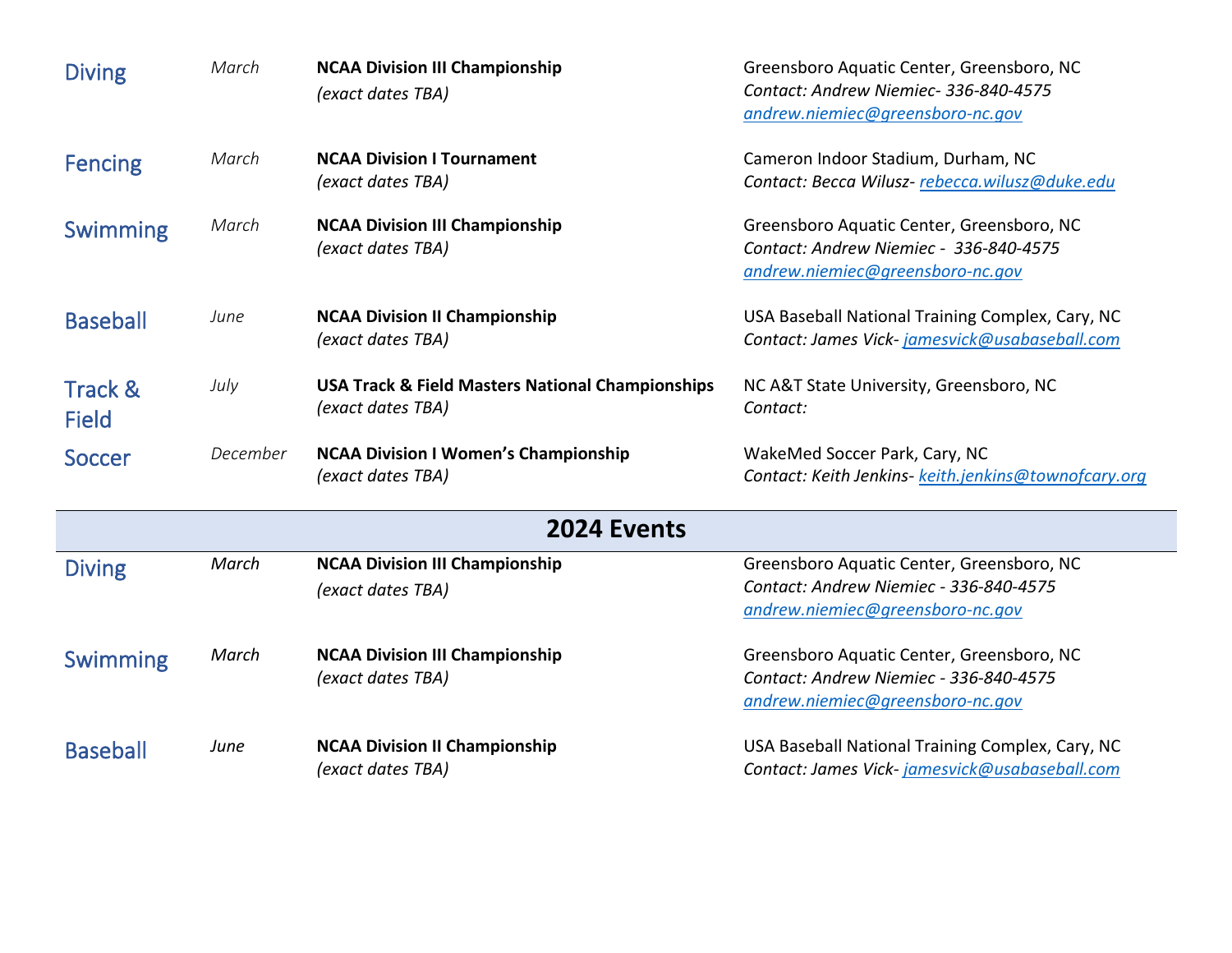| | | | |
|---|---|---|---|
| Diving | *March* | **NCAA Division III Championship** *(exact dates TBA)* | Greensboro Aquatic Center, Greensboro, NC *Contact: Andrew Niemiec- 336-840-4575* *andrew.niemiec@greensboro-nc.gov* |
| Fencing | *March* | **NCAA Division I Tournament** *(exact dates TBA)* | Cameron Indoor Stadium, Durham, NC *Contact: Becca Wilusz- rebecca.wilusz@duke.edu* |
| Swimming | *March* | **NCAA Division III Championship** *(exact dates TBA)* | Greensboro Aquatic Center, Greensboro, NC *Contact: Andrew Niemiec - 336-840-4575* *andrew.niemiec@greensboro-nc.gov* |
| Baseball | *June* | **NCAA Division II Championship** *(exact dates TBA)* | USA Baseball National Training Complex, Cary, NC *Contact: James Vick- jamesvick@usabaseball.com* |
| Track & Field | *July* | **USA Track & Field Masters National Championships** *(exact dates TBA)* | NC A&T State University, Greensboro, NC *Contact:* |
| Soccer | *December* | **NCAA Division I Women's Championship** *(exact dates TBA)* | WakeMed Soccer Park, Cary, NC *Contact: Keith Jenkins- keith.jenkins@townofcary.org* |

## 2024 Events

| | | | |
|---|---|---|---|
| Diving | *March* | **NCAA Division III Championship** *(exact dates TBA)* | Greensboro Aquatic Center, Greensboro, NC *Contact: Andrew Niemiec - 336-840-4575* *andrew.niemiec@greensboro-nc.gov* |
| Swimming | *March* | **NCAA Division III Championship** *(exact dates TBA)* | Greensboro Aquatic Center, Greensboro, NC *Contact: Andrew Niemiec - 336-840-4575* *andrew.niemiec@greensboro-nc.gov* |
| Baseball | *June* | **NCAA Division II Championship** *(exact dates TBA)* | USA Baseball National Training Complex, Cary, NC *Contact: James Vick- jamesvick@usabaseball.com* |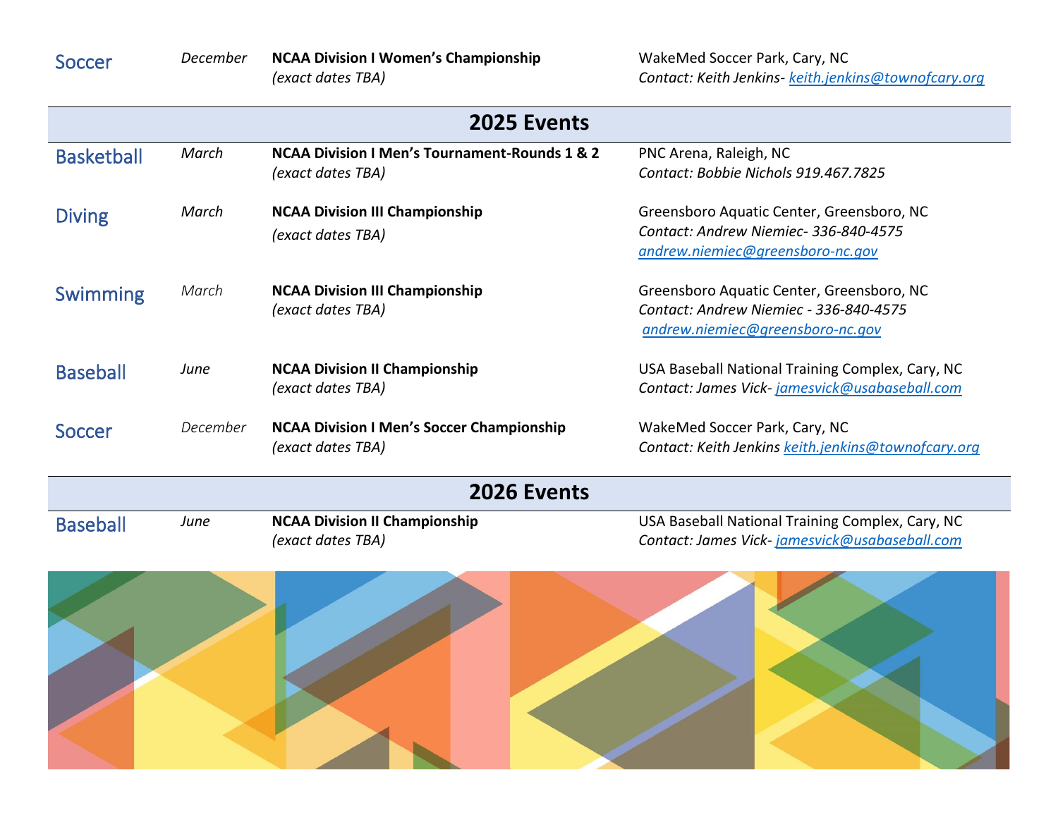| | | | |
|---|---|---|---|
| Soccer | *December* | **NCAA Division I Women's Championship** *(exact dates TBA)* | WakeMed Soccer Park, Cary, NC *Contact: Keith Jenkins- keith.jenkins@townofcary.org* |

## 2025 Events

| | | | |
|---|---|---|---|
| Basketball | *March* | **NCAA Division I Men's Tournament-Rounds 1 & 2** *(exact dates TBA)* | PNC Arena, Raleigh, NC *Contact: Bobbie Nichols 919.467.7825* |
| Diving | *March* | **NCAA Division III Championship** *(exact dates TBA)* | Greensboro Aquatic Center, Greensboro, NC *Contact: Andrew Niemiec- 336-840-4575 andrew.niemiec@greensboro-nc.gov* |
| Swimming | *March* | **NCAA Division III Championship** *(exact dates TBA)* | Greensboro Aquatic Center, Greensboro, NC *Contact: Andrew Niemiec - 336-840-4575 andrew.niemiec@greensboro-nc.gov* |
| Baseball | *June* | **NCAA Division II Championship** *(exact dates TBA)* | USA Baseball National Training Complex, Cary, NC *Contact: James Vick- jamesvick@usabaseball.com* |
| Soccer | *December* | **NCAA Division I Men's Soccer Championship** *(exact dates TBA)* | WakeMed Soccer Park, Cary, NC *Contact: Keith Jenkins keith.jenkins@townofcary.org* |

## 2026 Events

| | | | |
|---|---|---|---|
| Baseball | *June* | **NCAA Division II Championship** *(exact dates TBA)* | USA Baseball National Training Complex, Cary, NC *Contact: James Vick- jamesvick@usabaseball.com* |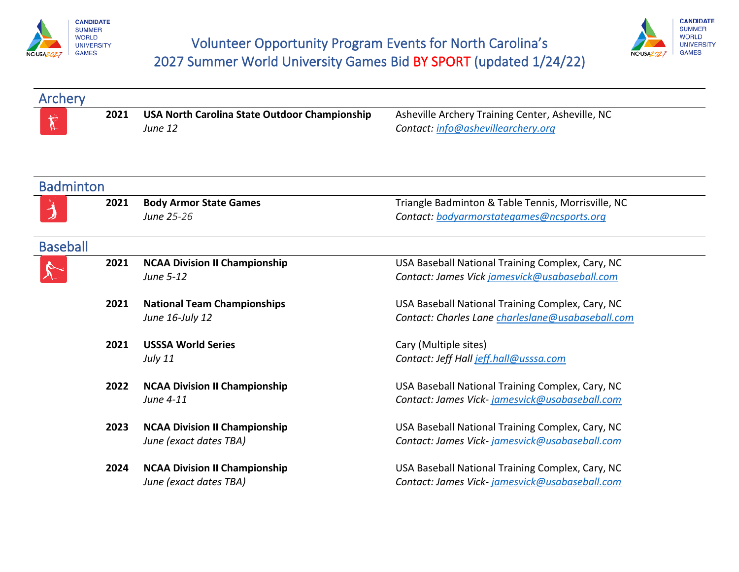# Volunteer Opportunity Program Events for North Carolina's 2027 Summer World University Games Bid BY SPORT (updated 1/24/22)

## Archery

**2021** **USA North Carolina State Outdoor Championship**
*June 12*
Asheville Archery Training Center, Asheville, NC
*Contact: info@ashevillearchery.org*

## Badminton

**2021** **Body Armor State Games**
*June 25-26*
Triangle Badminton & Table Tennis, Morrisville, NC
*Contact: bodyarmorstategames@ncsports.org*

## Baseball

**2021** **NCAA Division II Championship**
*June 5-12*
USA Baseball National Training Complex, Cary, NC
*Contact: James Vick jamesvick@usabaseball.com*

**2021** **National Team Championships**
*June 16-July 12*
USA Baseball National Training Complex, Cary, NC
*Contact: Charles Lane charleslane@usabaseball.com*

**2021** **USSSA World Series**
*July 11*
Cary (Multiple sites)
*Contact: Jeff Hall jeff.hall@usssa.com*

**2022** **NCAA Division II Championship**
*June 4-11*
USA Baseball National Training Complex, Cary, NC
*Contact: James Vick- jamesvick@usabaseball.com*

**2023** **NCAA Division II Championship**
*June (exact dates TBA)*
USA Baseball National Training Complex, Cary, NC
*Contact: James Vick- jamesvick@usabaseball.com*

**2024** **NCAA Division II Championship**
*June (exact dates TBA)*
USA Baseball National Training Complex, Cary, NC
*Contact: James Vick- jamesvick@usabaseball.com*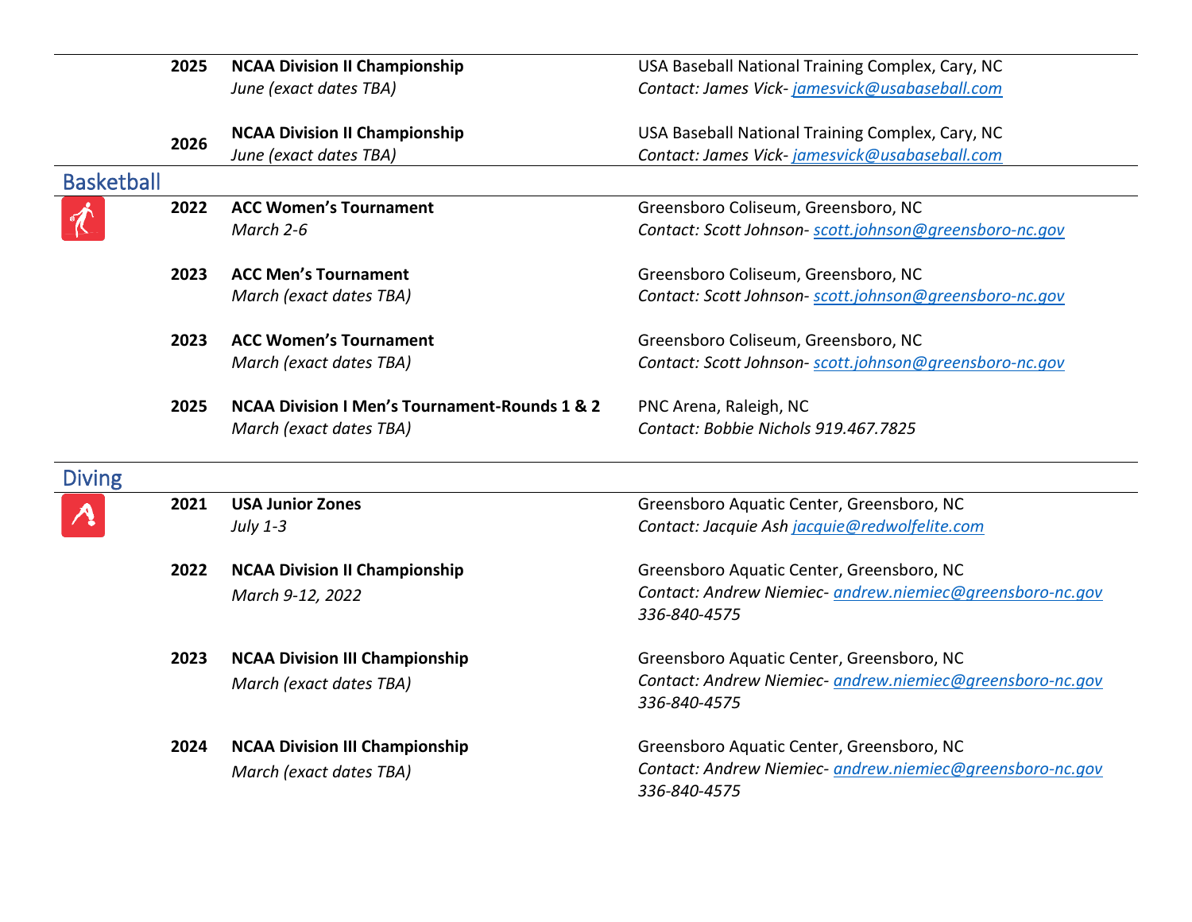| | | |
|---|---|---|
| **2025** | **NCAA Division II Championship**<br>*June (exact dates TBA)* | USA Baseball National Training Complex, Cary, NC<br>*Contact: James Vick- jamesvick@usabaseball.com* |
| **2026** | **NCAA Division II Championship**<br>*June (exact dates TBA)* | USA Baseball National Training Complex, Cary, NC<br>*Contact: James Vick- jamesvick@usabaseball.com* |

## Basketball

| | | |
|---|---|---|
| **2022** | **ACC Women's Tournament**<br>*March 2-6* | Greensboro Coliseum, Greensboro, NC<br>*Contact: Scott Johnson- scott.johnson@greensboro-nc.gov* |
| **2023** | **ACC Men's Tournament**<br>*March (exact dates TBA)* | Greensboro Coliseum, Greensboro, NC<br>*Contact: Scott Johnson- scott.johnson@greensboro-nc.gov* |
| **2023** | **ACC Women's Tournament**<br>*March (exact dates TBA)* | Greensboro Coliseum, Greensboro, NC<br>*Contact: Scott Johnson- scott.johnson@greensboro-nc.gov* |
| **2025** | **NCAA Division I Men's Tournament-Rounds 1 & 2**<br>*March (exact dates TBA)* | PNC Arena, Raleigh, NC<br>*Contact: Bobbie Nichols 919.467.7825* |

## Diving

| | | |
|---|---|---|
| **2021** | **USA Junior Zones**<br>*July 1-3* | Greensboro Aquatic Center, Greensboro, NC<br>*Contact: Jacquie Ash jacquie@redwolfelite.com* |
| **2022** | **NCAA Division II Championship**<br>*March 9-12, 2022* | Greensboro Aquatic Center, Greensboro, NC<br>*Contact: Andrew Niemiec- andrew.niemiec@greensboro-nc.gov 336-840-4575* |
| **2023** | **NCAA Division III Championship**<br>*March (exact dates TBA)* | Greensboro Aquatic Center, Greensboro, NC<br>*Contact: Andrew Niemiec- andrew.niemiec@greensboro-nc.gov 336-840-4575* |
| **2024** | **NCAA Division III Championship**<br>*March (exact dates TBA)* | Greensboro Aquatic Center, Greensboro, NC<br>*Contact: Andrew Niemiec- andrew.niemiec@greensboro-nc.gov 336-840-4575* |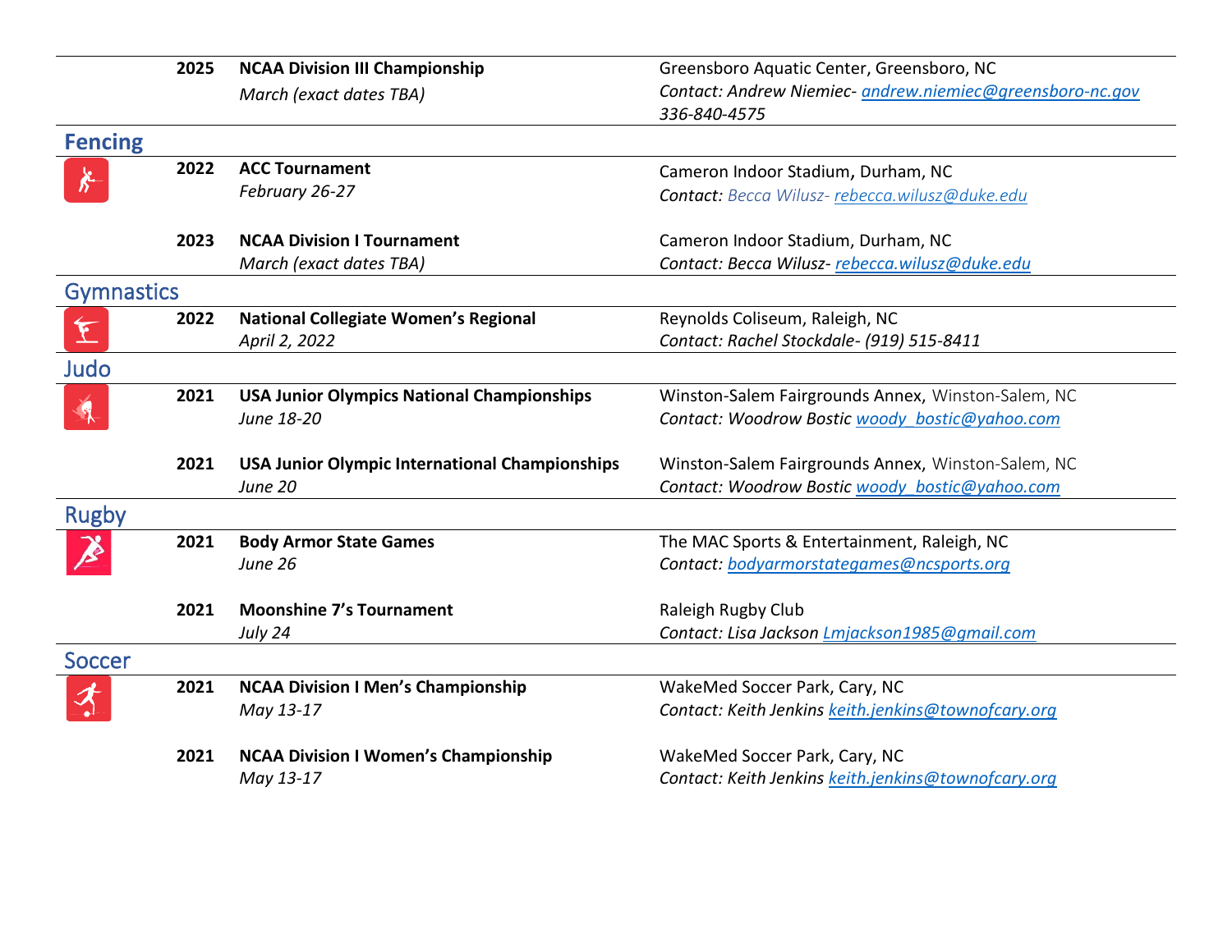| | | | |
|---|---|---|---|
| | **2025** | **NCAA Division III Championship**<br>*March (exact dates TBA)* | Greensboro Aquatic Center, Greensboro, NC<br>*Contact: Andrew Niemiec- andrew.niemiec@greensboro-nc.gov 336-840-4575* |

## Fencing

| | | | |
|---|---|---|---|
| | **2022** | **ACC Tournament**<br>*February 26-27* | Cameron Indoor Stadium, Durham, NC<br>*Contact: Becca Wilusz- rebecca.wilusz@duke.edu* |
| | **2023** | **NCAA Division I Tournament**<br>*March (exact dates TBA)* | Cameron Indoor Stadium, Durham, NC<br>*Contact: Becca Wilusz- rebecca.wilusz@duke.edu* |

## Gymnastics

| | | | |
|---|---|---|---|
| | **2022** | **National Collegiate Women's Regional**<br>*April 2, 2022* | Reynolds Coliseum, Raleigh, NC<br>*Contact: Rachel Stockdale- (919) 515-8411* |

## Judo

| | | | |
|---|---|---|---|
| | **2021** | **USA Junior Olympics National Championships**<br>*June 18-20* | Winston-Salem Fairgrounds Annex, Winston-Salem, NC<br>*Contact: Woodrow Bostic woody_bostic@yahoo.com* |
| | **2021** | **USA Junior Olympic International Championships**<br>*June 20* | Winston-Salem Fairgrounds Annex, Winston-Salem, NC<br>*Contact: Woodrow Bostic woody_bostic@yahoo.com* |

## Rugby

| | | | |
|---|---|---|---|
| | **2021** | **Body Armor State Games**<br>*June 26* | The MAC Sports & Entertainment, Raleigh, NC<br>*Contact: bodyarmorstategames@ncsports.org* |
| | **2021** | **Moonshine 7's Tournament**<br>*July 24* | Raleigh Rugby Club<br>*Contact: Lisa Jackson Lmjackson1985@gmail.com* |

## Soccer

| | | | |
|---|---|---|---|
| | **2021** | **NCAA Division I Men's Championship**<br>*May 13-17* | WakeMed Soccer Park, Cary, NC<br>*Contact: Keith Jenkins keith.jenkins@townofcary.org* |
| | **2021** | **NCAA Division I Women's Championship**<br>*May 13-17* | WakeMed Soccer Park, Cary, NC<br>*Contact: Keith Jenkins keith.jenkins@townofcary.org* |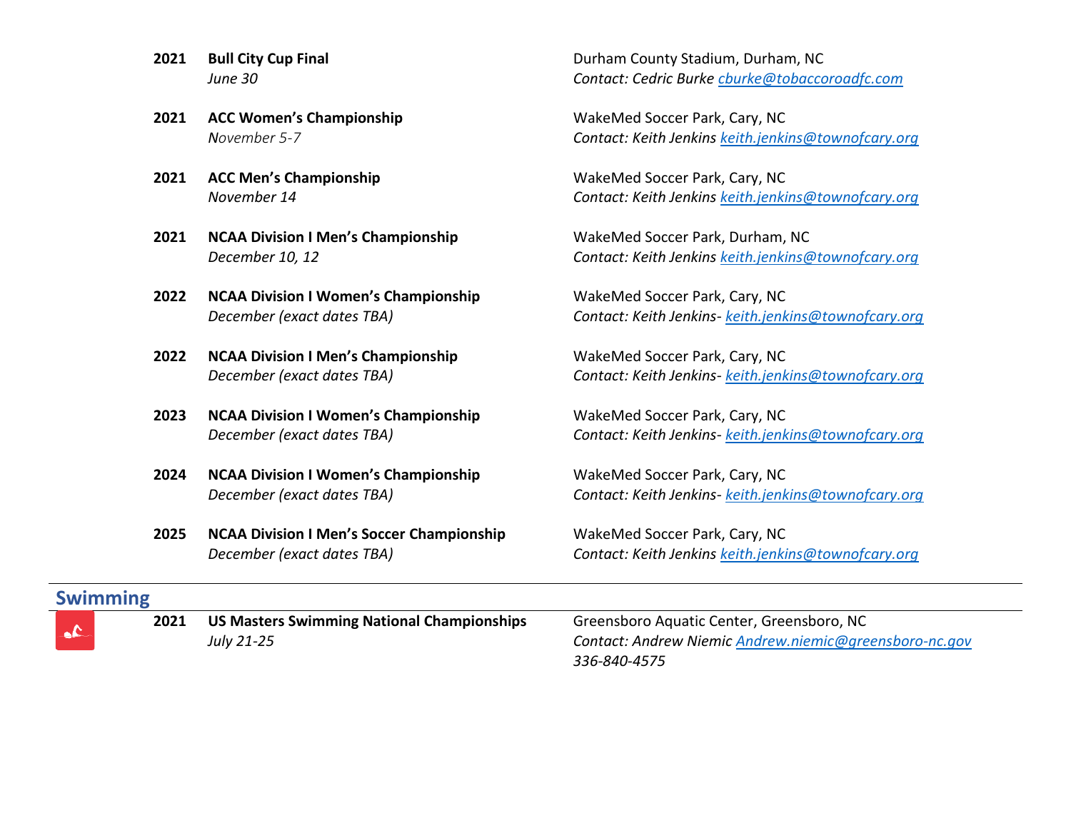**2021** **Bull City Cup Final**
*June 30*
Durham County Stadium, Durham, NC
*Contact: Cedric Burke [cburke@tobaccoroadfc.com](mailto:cburke@tobaccoroadfc.com)*

**2021** **ACC Women's Championship**
*November 5-7*
WakeMed Soccer Park, Cary, NC
*Contact: Keith Jenkins [keith.jenkins@townofcary.org](mailto:keith.jenkins@townofcary.org)*

**2021** **ACC Men's Championship**
*November 14*
WakeMed Soccer Park, Cary, NC
*Contact: Keith Jenkins [keith.jenkins@townofcary.org](mailto:keith.jenkins@townofcary.org)*

**2021** **NCAA Division I Men's Championship**
*December 10, 12*
WakeMed Soccer Park, Durham, NC
*Contact: Keith Jenkins [keith.jenkins@townofcary.org](mailto:keith.jenkins@townofcary.org)*

**2022** **NCAA Division I Women's Championship**
*December (exact dates TBA)*
WakeMed Soccer Park, Cary, NC
*Contact: Keith Jenkins- [keith.jenkins@townofcary.org](mailto:keith.jenkins@townofcary.org)*

**2022** **NCAA Division I Men's Championship**
*December (exact dates TBA)*
WakeMed Soccer Park, Cary, NC
*Contact: Keith Jenkins- [keith.jenkins@townofcary.org](mailto:keith.jenkins@townofcary.org)*

**2023** **NCAA Division I Women's Championship**
*December (exact dates TBA)*
WakeMed Soccer Park, Cary, NC
*Contact: Keith Jenkins- [keith.jenkins@townofcary.org](mailto:keith.jenkins@townofcary.org)*

**2024** **NCAA Division I Women's Championship**
*December (exact dates TBA)*
WakeMed Soccer Park, Cary, NC
*Contact: Keith Jenkins- [keith.jenkins@townofcary.org](mailto:keith.jenkins@townofcary.org)*

**2025** **NCAA Division I Men's Soccer Championship**
*December (exact dates TBA)*
WakeMed Soccer Park, Cary, NC
*Contact: Keith Jenkins [keith.jenkins@townofcary.org](mailto:keith.jenkins@townofcary.org)*

## Swimming

**2021** **US Masters Swimming National Championships**
*July 21-25*
Greensboro Aquatic Center, Greensboro, NC
*Contact: Andrew Niemic [Andrew.niemic@greensboro-nc.gov](mailto:Andrew.niemic@greensboro-nc.gov)*
*336-840-4575*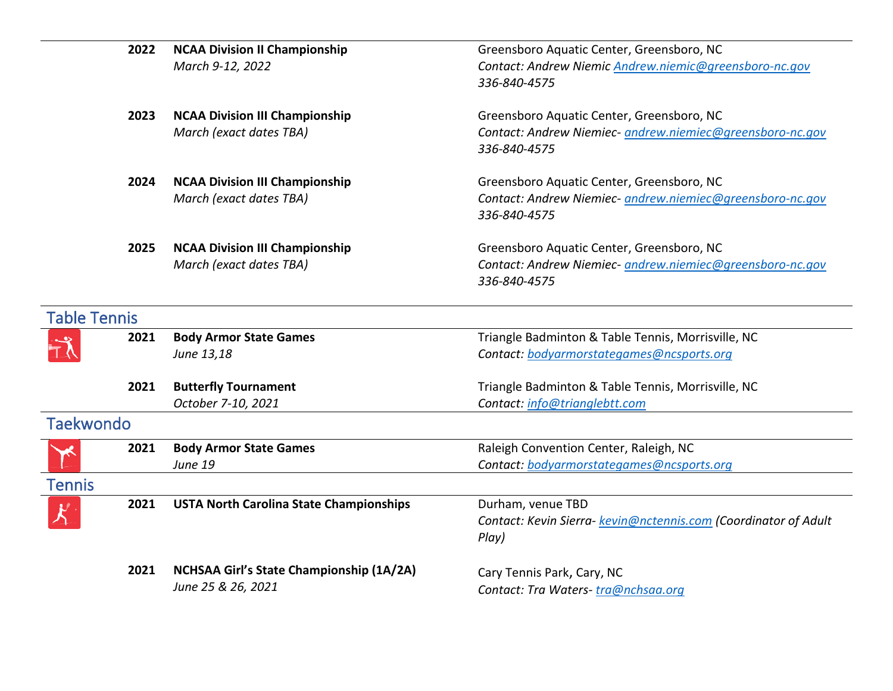| | | |
|---|---|---|
| **2022** | **NCAA Division II Championship**<br>*March 9-12, 2022* | Greensboro Aquatic Center, Greensboro, NC<br>*Contact: Andrew Niemic Andrew.niemic@greensboro-nc.gov 336-840-4575* |
| **2023** | **NCAA Division III Championship**<br>*March (exact dates TBA)* | Greensboro Aquatic Center, Greensboro, NC<br>*Contact: Andrew Niemiec- andrew.niemiec@greensboro-nc.gov 336-840-4575* |
| **2024** | **NCAA Division III Championship**<br>*March (exact dates TBA)* | Greensboro Aquatic Center, Greensboro, NC<br>*Contact: Andrew Niemiec- andrew.niemiec@greensboro-nc.gov 336-840-4575* |
| **2025** | **NCAA Division III Championship**<br>*March (exact dates TBA)* | Greensboro Aquatic Center, Greensboro, NC<br>*Contact: Andrew Niemiec- andrew.niemiec@greensboro-nc.gov 336-840-4575* |

## Table Tennis

| | | |
|---|---|---|
| **2021** | **Body Armor State Games**<br>*June 13,18* | Triangle Badminton & Table Tennis, Morrisville, NC<br>*Contact: bodyarmorstategames@ncsports.org* |
| **2021** | **Butterfly Tournament**<br>*October 7-10, 2021* | Triangle Badminton & Table Tennis, Morrisville, NC<br>*Contact: info@trianglebtt.com* |

## Taekwondo

| | | |
|---|---|---|
| **2021** | **Body Armor State Games**<br>*June 19* | Raleigh Convention Center, Raleigh, NC<br>*Contact: bodyarmorstategames@ncsports.org* |

## Tennis

| | | |
|---|---|---|
| **2021** | **USTA North Carolina State Championships** | Durham, venue TBD<br>*Contact: Kevin Sierra- kevin@nctennis.com (Coordinator of Adult Play)* |
| **2021** | **NCHSAA Girl's State Championship (1A/2A)**<br>*June 25 & 26, 2021* | Cary Tennis Park, Cary, NC<br>*Contact: Tra Waters- tra@nchsaa.org* |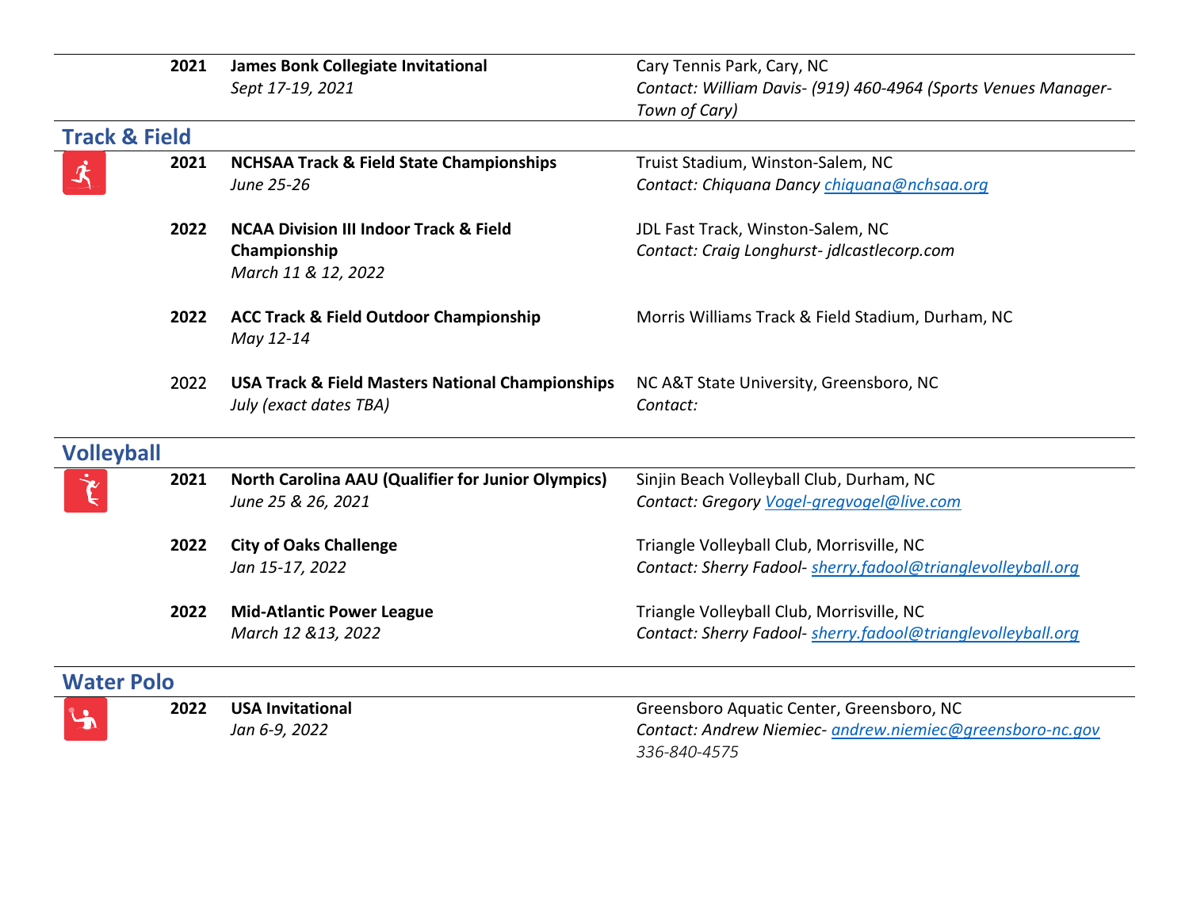| | | | |
|---|---|---|---|
| | **2021** | **James Bonk Collegiate Invitational**<br>*Sept 17-19, 2021* | Cary Tennis Park, Cary, NC<br>*Contact: William Davis- (919) 460-4964 (Sports Venues Manager-Town of Cary)* |

## Track & Field

| | | | |
|---|---|---|---|
| | **2021** | **NCHSAA Track & Field State Championships**<br>*June 25-26* | Truist Stadium, Winston-Salem, NC<br>*Contact: Chiquana Dancy chiquana@nchsaa.org* |
| | **2022** | **NCAA Division III Indoor Track & Field Championship**<br>*March 11 & 12, 2022* | JDL Fast Track, Winston-Salem, NC<br>*Contact: Craig Longhurst- jdlcastlecorp.com* |
| | **2022** | **ACC Track & Field Outdoor Championship**<br>*May 12-14* | Morris Williams Track & Field Stadium, Durham, NC |
| | 2022 | **USA Track & Field Masters National Championships**<br>*July (exact dates TBA)* | NC A&T State University, Greensboro, NC<br>*Contact:* |

## Volleyball

| | | | |
|---|---|---|---|
| | **2021** | **North Carolina AAU (Qualifier for Junior Olympics)**<br>*June 25 & 26, 2021* | Sinjin Beach Volleyball Club, Durham, NC<br>*Contact: Gregory Vogel-gregvogel@live.com* |
| | **2022** | **City of Oaks Challenge**<br>*Jan 15-17, 2022* | Triangle Volleyball Club, Morrisville, NC<br>*Contact: Sherry Fadool- sherry.fadool@trianglevolleyball.org* |
| | **2022** | **Mid-Atlantic Power League**<br>*March 12 &13, 2022* | Triangle Volleyball Club, Morrisville, NC<br>*Contact: Sherry Fadool- sherry.fadool@trianglevolleyball.org* |

## Water Polo

| | | | |
|---|---|---|---|
| | **2022** | **USA Invitational**<br>*Jan 6-9, 2022* | Greensboro Aquatic Center, Greensboro, NC<br>*Contact: Andrew Niemiec- andrew.niemiec@greensboro-nc.gov 336-840-4575* |